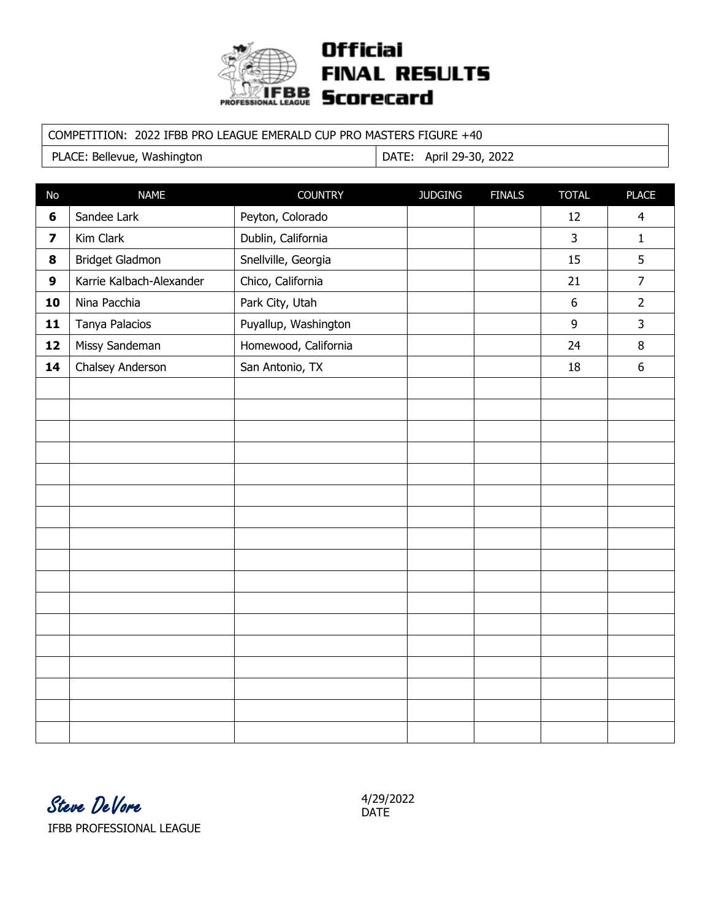# Official FINAL RESULTS Scorecard

IFBB PROFESSIONAL LEAGUE

| COMPETITION: 2022 IFBB PRO LEAGUE EMERALD CUP PRO MASTERS FIGURE +40 | |
|---|---|
| PLACE: Bellevue, Washington | DATE: April 29-30, 2022 |

| No | NAME | COUNTRY | JUDGING | FINALS | TOTAL | PLACE |
|---|---|---|---|---|---|---|
| **6** | Sandee Lark | Peyton, Colorado | | | 12 | 4 |
| **7** | Kim Clark | Dublin, California | | | 3 | 1 |
| **8** | Bridget Gladmon | Snellville, Georgia | | | 15 | 5 |
| **9** | Karrie Kalbach-Alexander | Chico, California | | | 21 | 7 |
| **10** | Nina Pacchia | Park City, Utah | | | 6 | 2 |
| **11** | Tanya Palacios | Puyallup, Washington | | | 9 | 3 |
| **12** | Missy Sandeman | Homewood, California | | | 24 | 8 |
| **14** | Chalsey Anderson | San Antonio, TX | | | 18 | 6 |

*Steve DeVore*
IFBB PROFESSIONAL LEAGUE

4/29/2022
DATE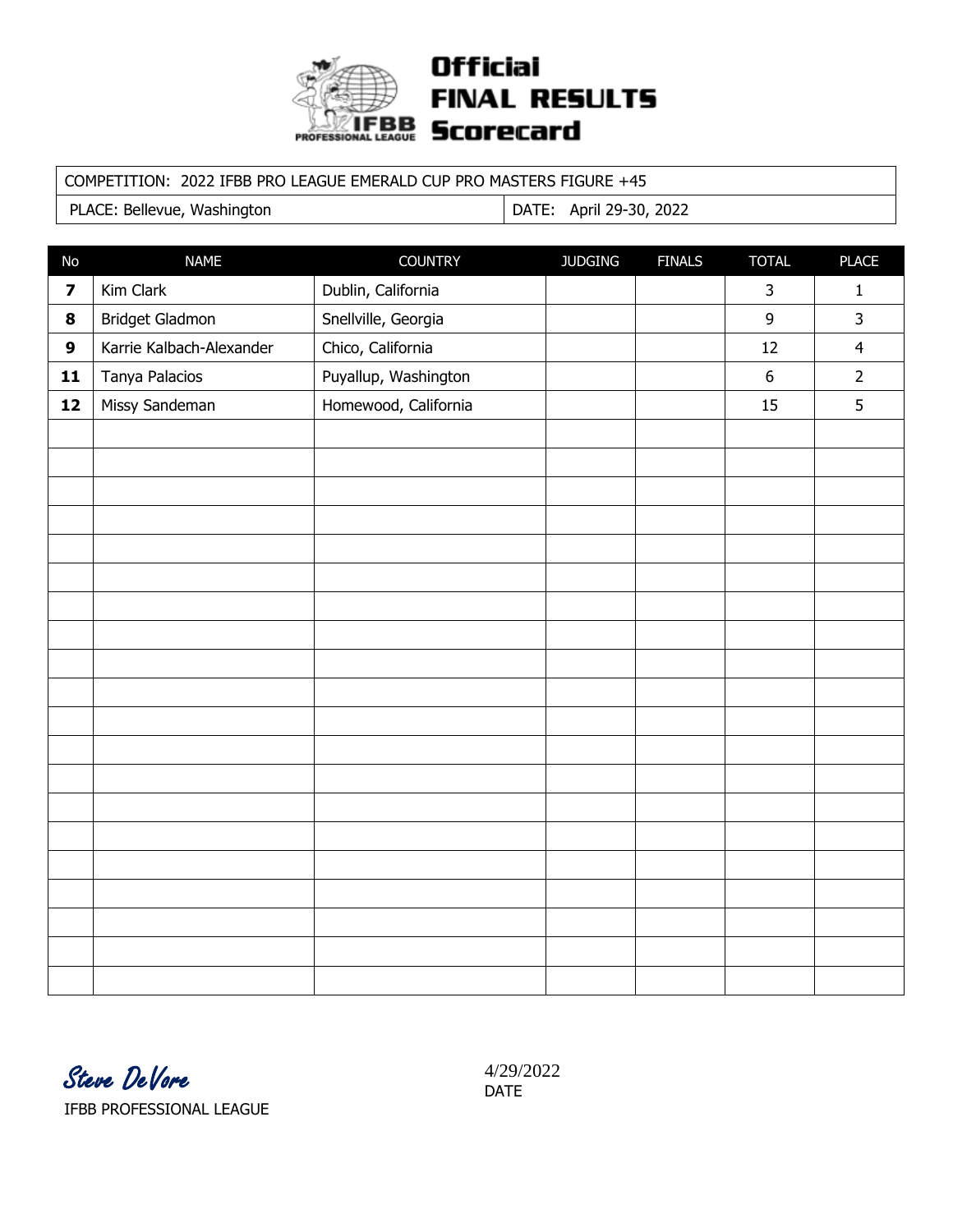# Official FINAL RESULTS Scorecard

IFBB PROFESSIONAL LEAGUE

| COMPETITION: 2022 IFBB PRO LEAGUE EMERALD CUP PRO MASTERS FIGURE +45 | |
|---|---|
| PLACE: Bellevue, Washington | DATE: April 29-30, 2022 |

| No | NAME | COUNTRY | JUDGING | FINALS | TOTAL | PLACE |
|---|---|---|---|---|---|---|
| **7** | Kim Clark | Dublin, California | | | 3 | 1 |
| **8** | Bridget Gladmon | Snellville, Georgia | | | 9 | 3 |
| **9** | Karrie Kalbach-Alexander | Chico, California | | | 12 | 4 |
| **11** | Tanya Palacios | Puyallup, Washington | | | 6 | 2 |
| **12** | Missy Sandeman | Homewood, California | | | 15 | 5 |

*Steve DeVore*

IFBB PROFESSIONAL LEAGUE

4/29/2022

DATE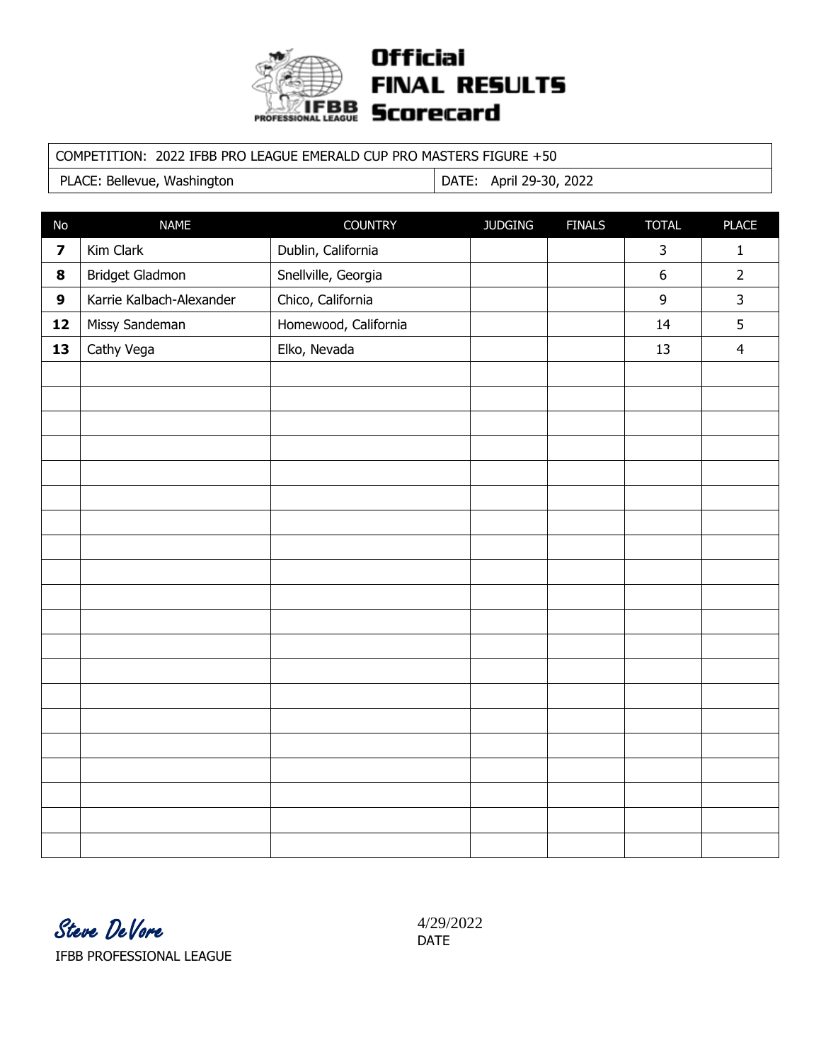# Official FINAL RESULTS Scorecard

IFBB PROFESSIONAL LEAGUE

| COMPETITION: 2022 IFBB PRO LEAGUE EMERALD CUP PRO MASTERS FIGURE +50 | |
|---|---|
| PLACE: Bellevue, Washington | DATE: April 29-30, 2022 |

| No | NAME | COUNTRY | JUDGING | FINALS | TOTAL | PLACE |
|---|---|---|---|---|---|---|
| **7** | Kim Clark | Dublin, California | | | 3 | 1 |
| **8** | Bridget Gladmon | Snellville, Georgia | | | 6 | 2 |
| **9** | Karrie Kalbach-Alexander | Chico, California | | | 9 | 3 |
| **12** | Missy Sandeman | Homewood, California | | | 14 | 5 |
| **13** | Cathy Vega | Elko, Nevada | | | 13 | 4 |

Steve DeVore
IFBB PROFESSIONAL LEAGUE

4/29/2022
DATE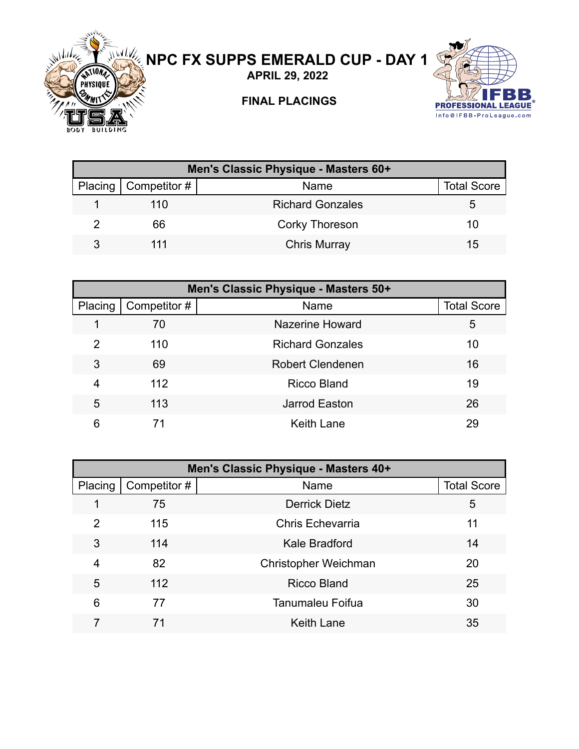# NPC FX SUPPS EMERALD CUP - DAY 1

**APRIL 29, 2022**

**FINAL PLACINGS**

| Men's Classic Physique - Masters 60+ | | | |
|---|---|---|---|
| Placing | Competitor # | Name | Total Score |
| 1 | 110 | Richard Gonzales | 5 |
| 2 | 66 | Corky Thoreson | 10 |
| 3 | 111 | Chris Murray | 15 |

| Men's Classic Physique - Masters 50+ | | | |
|---|---|---|---|
| Placing | Competitor # | Name | Total Score |
| 1 | 70 | Nazerine Howard | 5 |
| 2 | 110 | Richard Gonzales | 10 |
| 3 | 69 | Robert Clendenen | 16 |
| 4 | 112 | Ricco Bland | 19 |
| 5 | 113 | Jarrod Easton | 26 |
| 6 | 71 | Keith Lane | 29 |

| Men's Classic Physique - Masters 40+ | | | |
|---|---|---|---|
| Placing | Competitor # | Name | Total Score |
| 1 | 75 | Derrick Dietz | 5 |
| 2 | 115 | Chris Echevarria | 11 |
| 3 | 114 | Kale Bradford | 14 |
| 4 | 82 | Christopher Weichman | 20 |
| 5 | 112 | Ricco Bland | 25 |
| 6 | 77 | Tanumaleu Foifua | 30 |
| 7 | 71 | Keith Lane | 35 |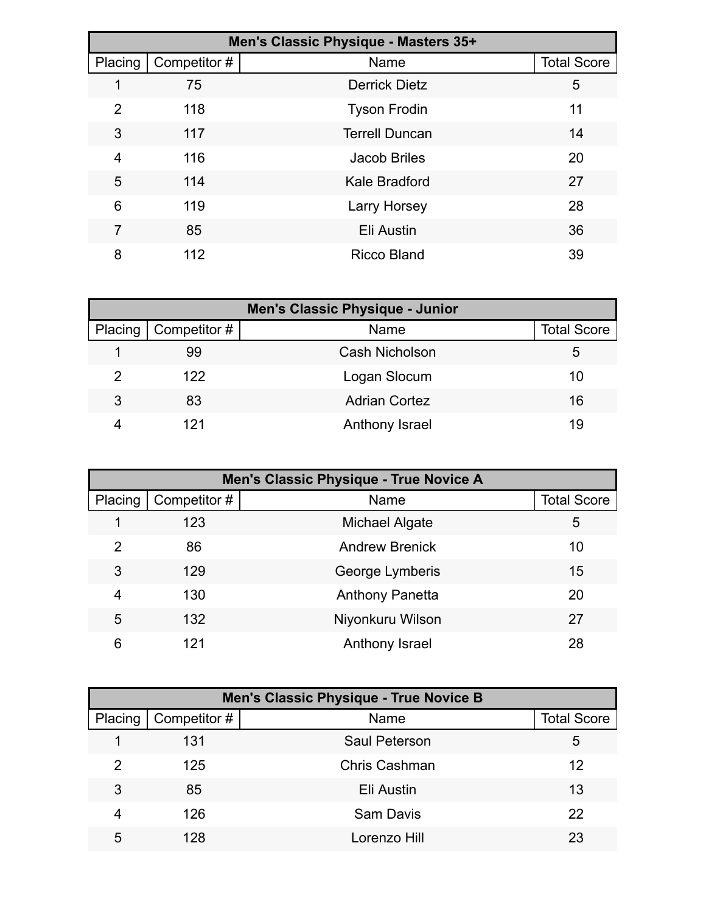| Men's Classic Physique - Masters 35+ | | | |
|---|---|---|---|
| Placing | Competitor # | Name | Total Score |
| 1 | 75 | Derrick Dietz | 5 |
| 2 | 118 | Tyson Frodin | 11 |
| 3 | 117 | Terrell Duncan | 14 |
| 4 | 116 | Jacob Briles | 20 |
| 5 | 114 | Kale Bradford | 27 |
| 6 | 119 | Larry Horsey | 28 |
| 7 | 85 | Eli Austin | 36 |
| 8 | 112 | Ricco Bland | 39 |

| Men's Classic Physique - Junior | | | |
|---|---|---|---|
| Placing | Competitor # | Name | Total Score |
| 1 | 99 | Cash Nicholson | 5 |
| 2 | 122 | Logan Slocum | 10 |
| 3 | 83 | Adrian Cortez | 16 |
| 4 | 121 | Anthony Israel | 19 |

| Men's Classic Physique - True Novice A | | | |
|---|---|---|---|
| Placing | Competitor # | Name | Total Score |
| 1 | 123 | Michael Algate | 5 |
| 2 | 86 | Andrew Brenick | 10 |
| 3 | 129 | George Lymberis | 15 |
| 4 | 130 | Anthony Panetta | 20 |
| 5 | 132 | Niyonkuru Wilson | 27 |
| 6 | 121 | Anthony Israel | 28 |

| Men's Classic Physique - True Novice B | | | |
|---|---|---|---|
| Placing | Competitor # | Name | Total Score |
| 1 | 131 | Saul Peterson | 5 |
| 2 | 125 | Chris Cashman | 12 |
| 3 | 85 | Eli Austin | 13 |
| 4 | 126 | Sam Davis | 22 |
| 5 | 128 | Lorenzo Hill | 23 |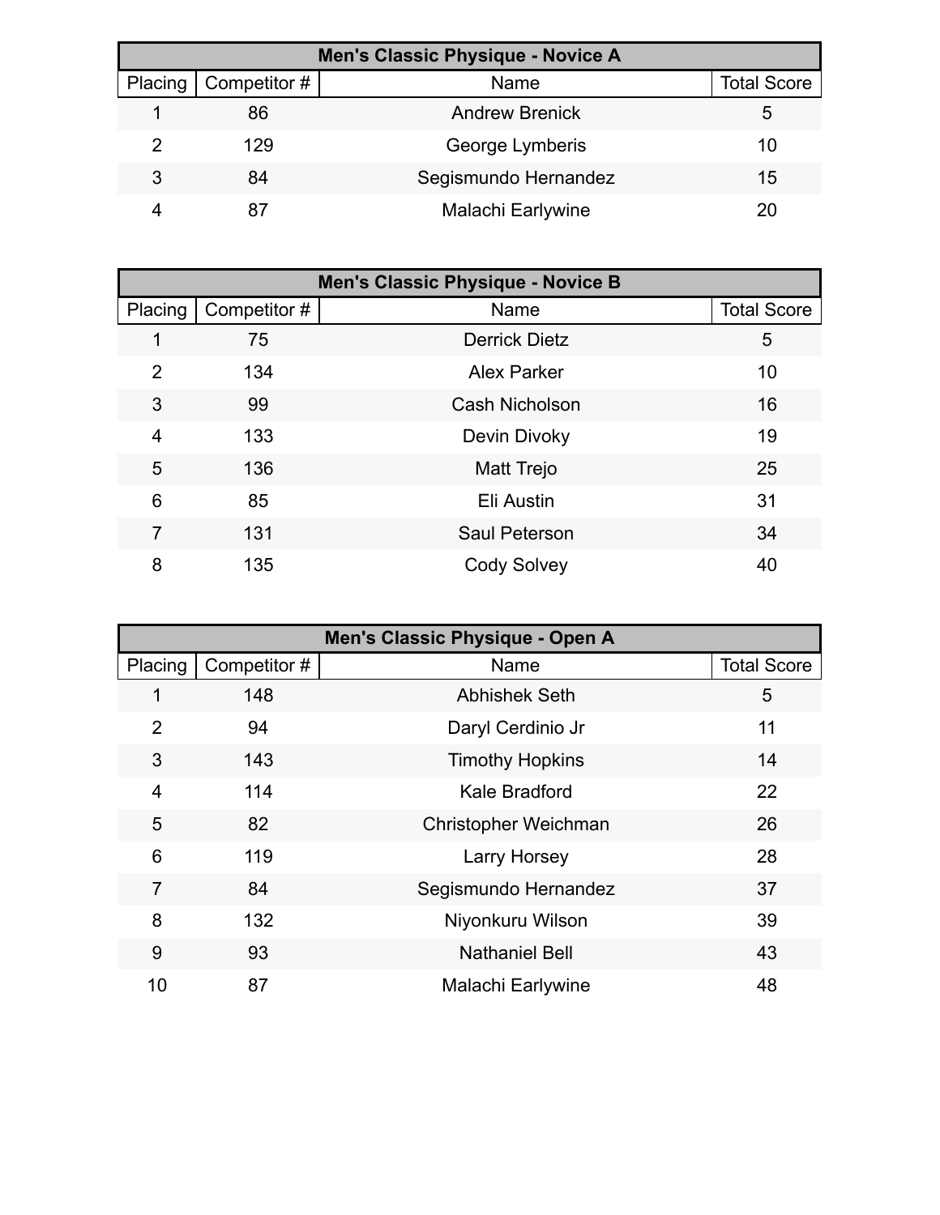| Men's Classic Physique - Novice A | | | |
|---|---|---|---|
| Placing | Competitor # | Name | Total Score |
| 1 | 86 | Andrew Brenick | 5 |
| 2 | 129 | George Lymberis | 10 |
| 3 | 84 | Segismundo Hernandez | 15 |
| 4 | 87 | Malachi Earlywine | 20 |

| Men's Classic Physique - Novice B | | | |
|---|---|---|---|
| Placing | Competitor # | Name | Total Score |
| 1 | 75 | Derrick Dietz | 5 |
| 2 | 134 | Alex Parker | 10 |
| 3 | 99 | Cash Nicholson | 16 |
| 4 | 133 | Devin Divoky | 19 |
| 5 | 136 | Matt Trejo | 25 |
| 6 | 85 | Eli Austin | 31 |
| 7 | 131 | Saul Peterson | 34 |
| 8 | 135 | Cody Solvey | 40 |

| Men's Classic Physique - Open A | | | |
|---|---|---|---|
| Placing | Competitor # | Name | Total Score |
| 1 | 148 | Abhishek Seth | 5 |
| 2 | 94 | Daryl Cerdinio Jr | 11 |
| 3 | 143 | Timothy Hopkins | 14 |
| 4 | 114 | Kale Bradford | 22 |
| 5 | 82 | Christopher Weichman | 26 |
| 6 | 119 | Larry Horsey | 28 |
| 7 | 84 | Segismundo Hernandez | 37 |
| 8 | 132 | Niyonkuru Wilson | 39 |
| 9 | 93 | Nathaniel Bell | 43 |
| 10 | 87 | Malachi Earlywine | 48 |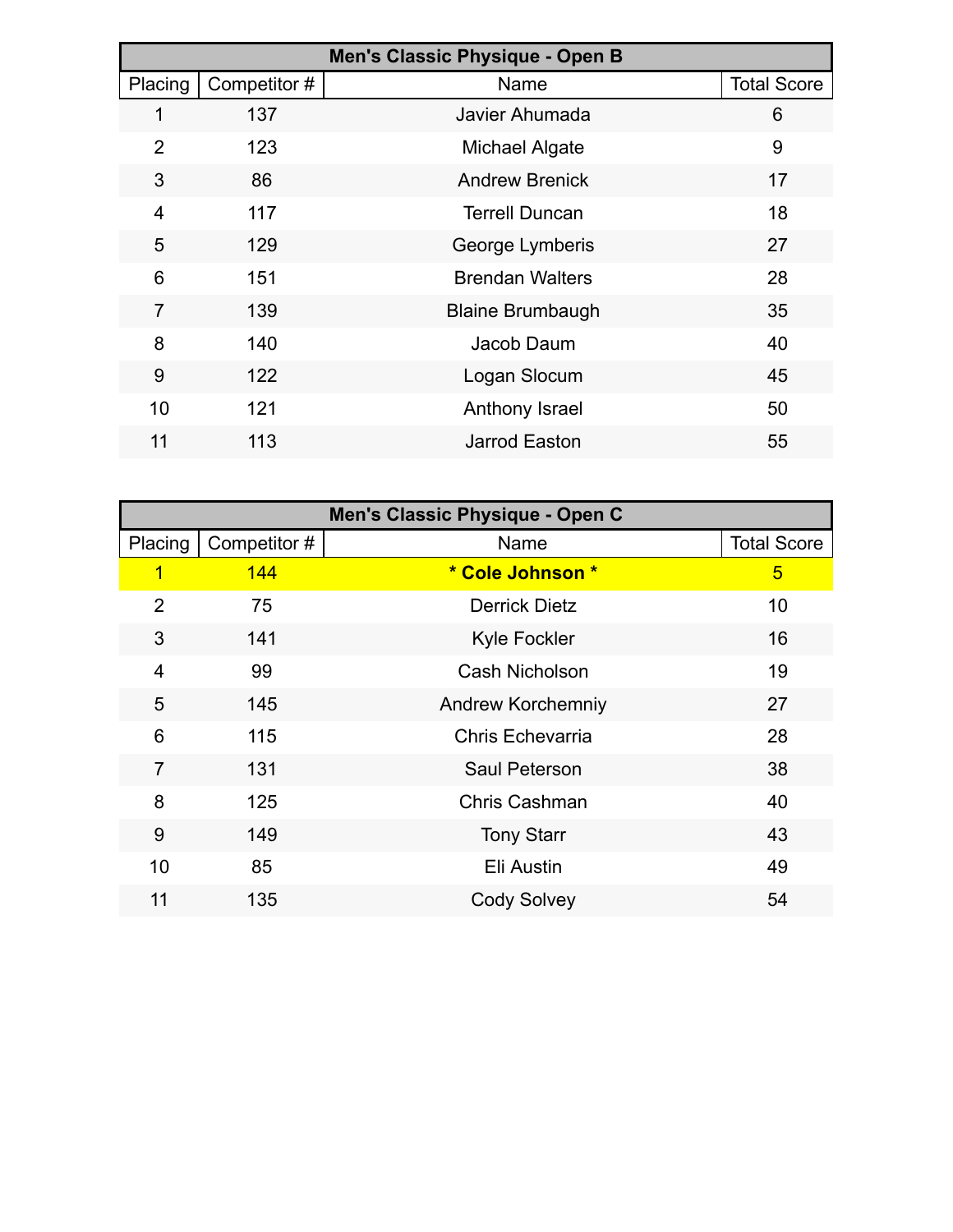| Men's Classic Physique - Open B | | | |
|---|---|---|---|
| Placing | Competitor # | Name | Total Score |
| 1 | 137 | Javier Ahumada | 6 |
| 2 | 123 | Michael Algate | 9 |
| 3 | 86 | Andrew Brenick | 17 |
| 4 | 117 | Terrell Duncan | 18 |
| 5 | 129 | George Lymberis | 27 |
| 6 | 151 | Brendan Walters | 28 |
| 7 | 139 | Blaine Brumbaugh | 35 |
| 8 | 140 | Jacob Daum | 40 |
| 9 | 122 | Logan Slocum | 45 |
| 10 | 121 | Anthony Israel | 50 |
| 11 | 113 | Jarrod Easton | 55 |

| Men's Classic Physique - Open C | | | |
|---|---|---|---|
| Placing | Competitor # | Name | Total Score |
| 1 | 144 | **\* Cole Johnson \*** | 5 |
| 2 | 75 | Derrick Dietz | 10 |
| 3 | 141 | Kyle Fockler | 16 |
| 4 | 99 | Cash Nicholson | 19 |
| 5 | 145 | Andrew Korchemniy | 27 |
| 6 | 115 | Chris Echevarria | 28 |
| 7 | 131 | Saul Peterson | 38 |
| 8 | 125 | Chris Cashman | 40 |
| 9 | 149 | Tony Starr | 43 |
| 10 | 85 | Eli Austin | 49 |
| 11 | 135 | Cody Solvey | 54 |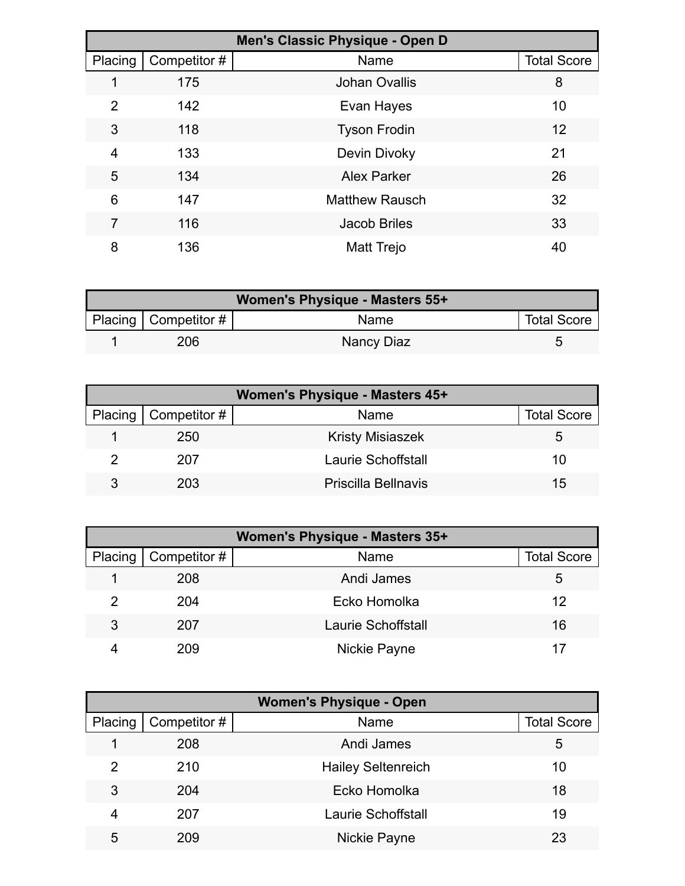| Men's Classic Physique - Open D | | | |
|---|---|---|---|
| Placing | Competitor # | Name | Total Score |
| 1 | 175 | Johan Ovallis | 8 |
| 2 | 142 | Evan Hayes | 10 |
| 3 | 118 | Tyson Frodin | 12 |
| 4 | 133 | Devin Divoky | 21 |
| 5 | 134 | Alex Parker | 26 |
| 6 | 147 | Matthew Rausch | 32 |
| 7 | 116 | Jacob Briles | 33 |
| 8 | 136 | Matt Trejo | 40 |

| Women's Physique - Masters 55+ | | | |
|---|---|---|---|
| Placing | Competitor # | Name | Total Score |
| 1 | 206 | Nancy Diaz | 5 |

| Women's Physique - Masters 45+ | | | |
|---|---|---|---|
| Placing | Competitor # | Name | Total Score |
| 1 | 250 | Kristy Misiaszek | 5 |
| 2 | 207 | Laurie Schoffstall | 10 |
| 3 | 203 | Priscilla Bellnavis | 15 |

| Women's Physique - Masters 35+ | | | |
|---|---|---|---|
| Placing | Competitor # | Name | Total Score |
| 1 | 208 | Andi James | 5 |
| 2 | 204 | Ecko Homolka | 12 |
| 3 | 207 | Laurie Schoffstall | 16 |
| 4 | 209 | Nickie Payne | 17 |

| Women's Physique - Open | | | |
|---|---|---|---|
| Placing | Competitor # | Name | Total Score |
| 1 | 208 | Andi James | 5 |
| 2 | 210 | Hailey Seltenreich | 10 |
| 3 | 204 | Ecko Homolka | 18 |
| 4 | 207 | Laurie Schoffstall | 19 |
| 5 | 209 | Nickie Payne | 23 |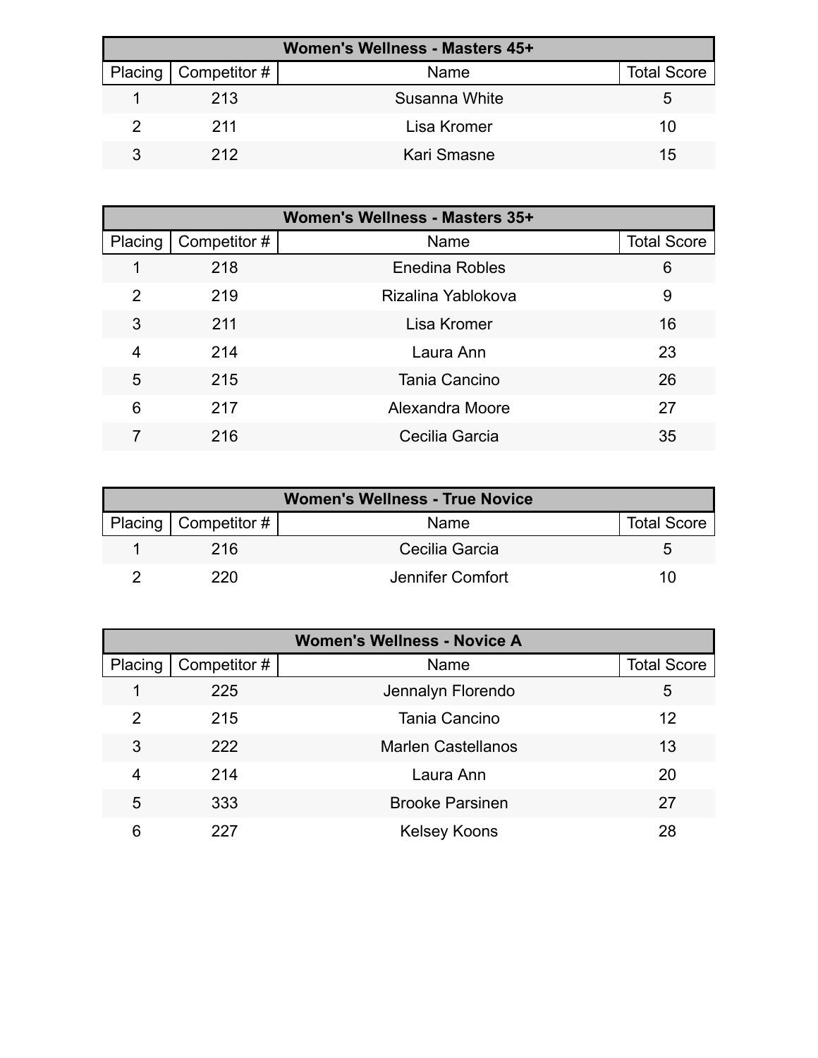| Women's Wellness - Masters 45+ | | | |
|---|---|---|---|
| Placing | Competitor # | Name | Total Score |
| 1 | 213 | Susanna White | 5 |
| 2 | 211 | Lisa Kromer | 10 |
| 3 | 212 | Kari Smasne | 15 |

| Women's Wellness - Masters 35+ | | | |
|---|---|---|---|
| Placing | Competitor # | Name | Total Score |
| 1 | 218 | Enedina Robles | 6 |
| 2 | 219 | Rizalina Yablokova | 9 |
| 3 | 211 | Lisa Kromer | 16 |
| 4 | 214 | Laura Ann | 23 |
| 5 | 215 | Tania Cancino | 26 |
| 6 | 217 | Alexandra Moore | 27 |
| 7 | 216 | Cecilia Garcia | 35 |

| Women's Wellness - True Novice | | | |
|---|---|---|---|
| Placing | Competitor # | Name | Total Score |
| 1 | 216 | Cecilia Garcia | 5 |
| 2 | 220 | Jennifer Comfort | 10 |

| Women's Wellness - Novice A | | | |
|---|---|---|---|
| Placing | Competitor # | Name | Total Score |
| 1 | 225 | Jennalyn Florendo | 5 |
| 2 | 215 | Tania Cancino | 12 |
| 3 | 222 | Marlen Castellanos | 13 |
| 4 | 214 | Laura Ann | 20 |
| 5 | 333 | Brooke Parsinen | 27 |
| 6 | 227 | Kelsey Koons | 28 |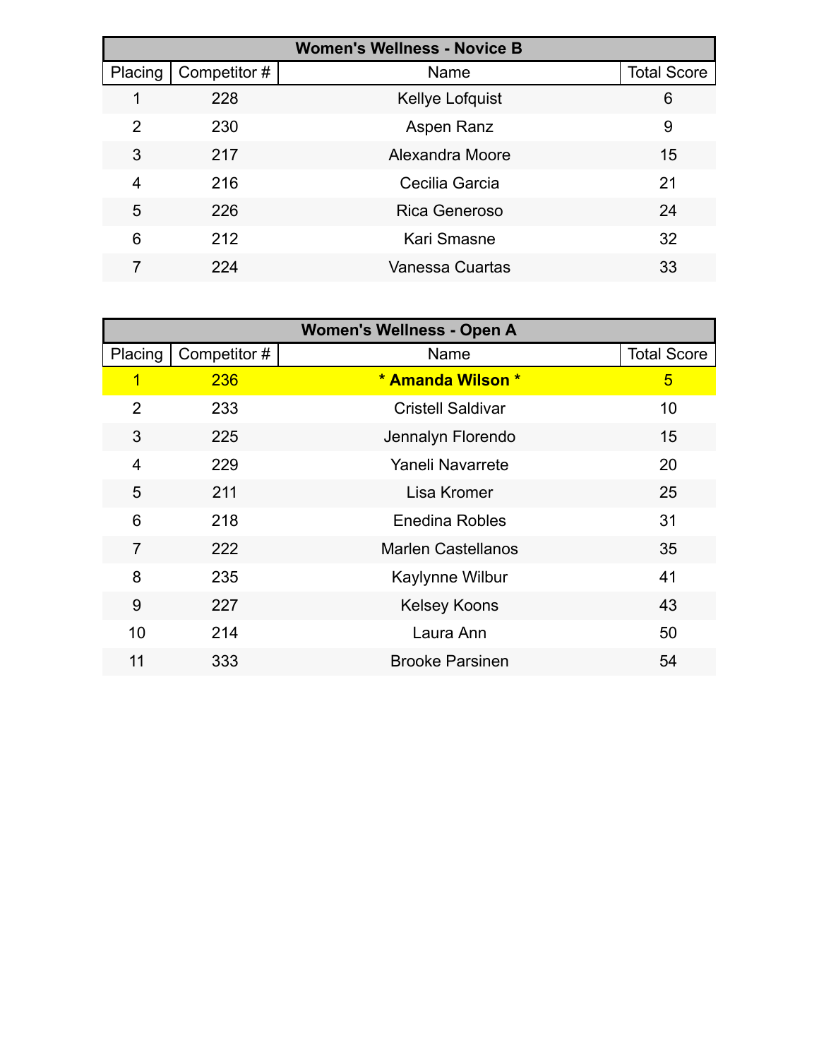| Women's Wellness - Novice B | | | |
|---|---|---|---|
| Placing | Competitor # | Name | Total Score |
| 1 | 228 | Kellye Lofquist | 6 |
| 2 | 230 | Aspen Ranz | 9 |
| 3 | 217 | Alexandra Moore | 15 |
| 4 | 216 | Cecilia Garcia | 21 |
| 5 | 226 | Rica Generoso | 24 |
| 6 | 212 | Kari Smasne | 32 |
| 7 | 224 | Vanessa Cuartas | 33 |

| Women's Wellness - Open A | | | |
|---|---|---|---|
| Placing | Competitor # | Name | Total Score |
| 1 | 236 | **\* Amanda Wilson \*** | 5 |
| 2 | 233 | Cristell Saldivar | 10 |
| 3 | 225 | Jennalyn Florendo | 15 |
| 4 | 229 | Yaneli Navarrete | 20 |
| 5 | 211 | Lisa Kromer | 25 |
| 6 | 218 | Enedina Robles | 31 |
| 7 | 222 | Marlen Castellanos | 35 |
| 8 | 235 | Kaylynne Wilbur | 41 |
| 9 | 227 | Kelsey Koons | 43 |
| 10 | 214 | Laura Ann | 50 |
| 11 | 333 | Brooke Parsinen | 54 |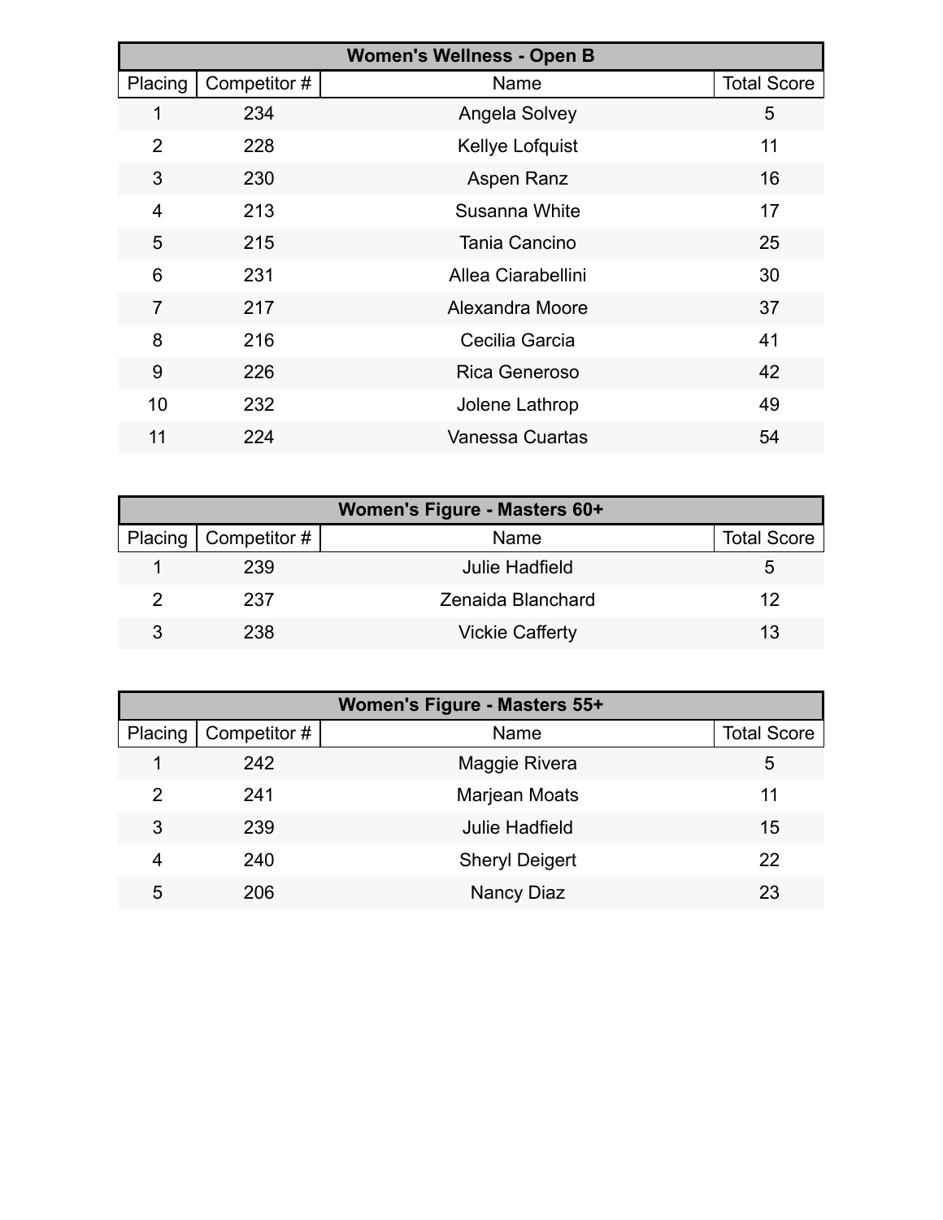| Women's Wellness - Open B | | | |
|---|---|---|---|
| Placing | Competitor # | Name | Total Score |
| 1 | 234 | Angela Solvey | 5 |
| 2 | 228 | Kellye Lofquist | 11 |
| 3 | 230 | Aspen Ranz | 16 |
| 4 | 213 | Susanna White | 17 |
| 5 | 215 | Tania Cancino | 25 |
| 6 | 231 | Allea Ciarabellini | 30 |
| 7 | 217 | Alexandra Moore | 37 |
| 8 | 216 | Cecilia Garcia | 41 |
| 9 | 226 | Rica Generoso | 42 |
| 10 | 232 | Jolene Lathrop | 49 |
| 11 | 224 | Vanessa Cuartas | 54 |

| Women's Figure - Masters 60+ | | | |
|---|---|---|---|
| Placing | Competitor # | Name | Total Score |
| 1 | 239 | Julie Hadfield | 5 |
| 2 | 237 | Zenaida Blanchard | 12 |
| 3 | 238 | Vickie Cafferty | 13 |

| Women's Figure - Masters 55+ | | | |
|---|---|---|---|
| Placing | Competitor # | Name | Total Score |
| 1 | 242 | Maggie Rivera | 5 |
| 2 | 241 | Marjean Moats | 11 |
| 3 | 239 | Julie Hadfield | 15 |
| 4 | 240 | Sheryl Deigert | 22 |
| 5 | 206 | Nancy Diaz | 23 |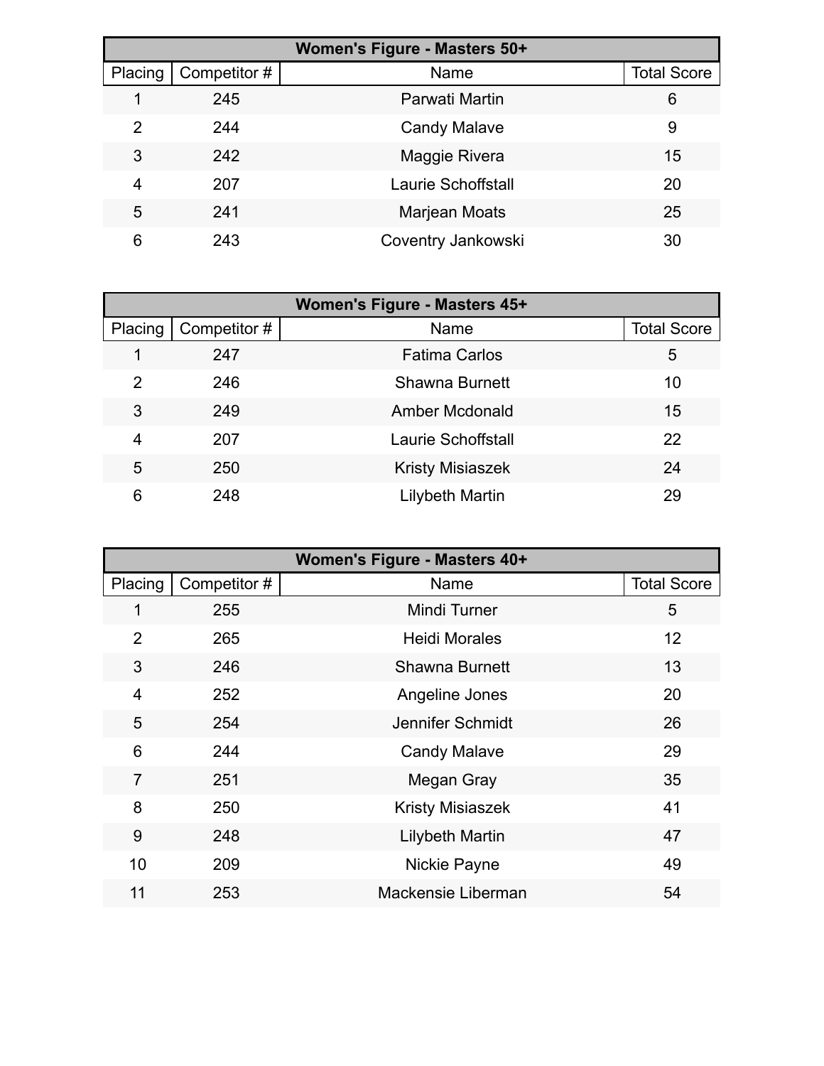| Women's Figure - Masters 50+ | | | |
|---|---|---|---|
| Placing | Competitor # | Name | Total Score |
| 1 | 245 | Parwati Martin | 6 |
| 2 | 244 | Candy Malave | 9 |
| 3 | 242 | Maggie Rivera | 15 |
| 4 | 207 | Laurie Schoffstall | 20 |
| 5 | 241 | Marjean Moats | 25 |
| 6 | 243 | Coventry Jankowski | 30 |

| Women's Figure - Masters 45+ | | | |
|---|---|---|---|
| Placing | Competitor # | Name | Total Score |
| 1 | 247 | Fatima Carlos | 5 |
| 2 | 246 | Shawna Burnett | 10 |
| 3 | 249 | Amber Mcdonald | 15 |
| 4 | 207 | Laurie Schoffstall | 22 |
| 5 | 250 | Kristy Misiaszek | 24 |
| 6 | 248 | Lilybeth Martin | 29 |

| Women's Figure - Masters 40+ | | | |
|---|---|---|---|
| Placing | Competitor # | Name | Total Score |
| 1 | 255 | Mindi Turner | 5 |
| 2 | 265 | Heidi Morales | 12 |
| 3 | 246 | Shawna Burnett | 13 |
| 4 | 252 | Angeline Jones | 20 |
| 5 | 254 | Jennifer Schmidt | 26 |
| 6 | 244 | Candy Malave | 29 |
| 7 | 251 | Megan Gray | 35 |
| 8 | 250 | Kristy Misiaszek | 41 |
| 9 | 248 | Lilybeth Martin | 47 |
| 10 | 209 | Nickie Payne | 49 |
| 11 | 253 | Mackensie Liberman | 54 |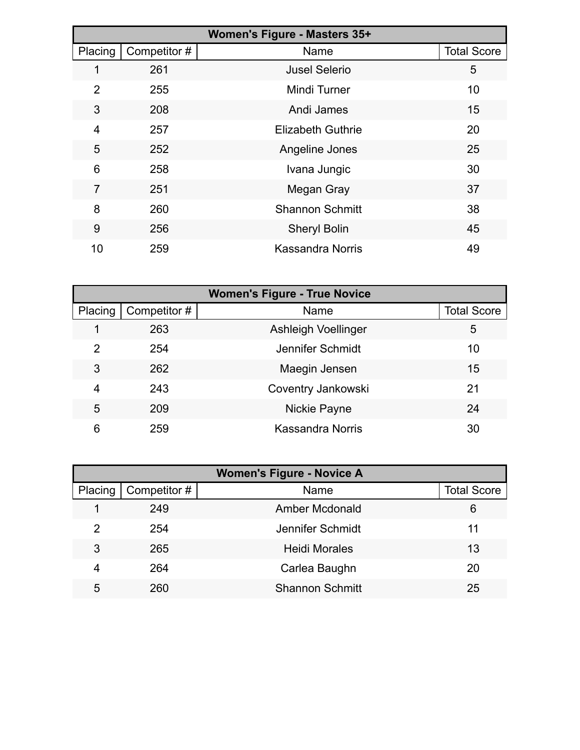| Women's Figure - Masters 35+ | | | |
|---|---|---|---|
| Placing | Competitor # | Name | Total Score |
| 1 | 261 | Jusel Selerio | 5 |
| 2 | 255 | Mindi Turner | 10 |
| 3 | 208 | Andi James | 15 |
| 4 | 257 | Elizabeth Guthrie | 20 |
| 5 | 252 | Angeline Jones | 25 |
| 6 | 258 | Ivana Jungic | 30 |
| 7 | 251 | Megan Gray | 37 |
| 8 | 260 | Shannon Schmitt | 38 |
| 9 | 256 | Sheryl Bolin | 45 |
| 10 | 259 | Kassandra Norris | 49 |

| Women's Figure - True Novice | | | |
|---|---|---|---|
| Placing | Competitor # | Name | Total Score |
| 1 | 263 | Ashleigh Voellinger | 5 |
| 2 | 254 | Jennifer Schmidt | 10 |
| 3 | 262 | Maegin Jensen | 15 |
| 4 | 243 | Coventry Jankowski | 21 |
| 5 | 209 | Nickie Payne | 24 |
| 6 | 259 | Kassandra Norris | 30 |

| Women's Figure - Novice A | | | |
|---|---|---|---|
| Placing | Competitor # | Name | Total Score |
| 1 | 249 | Amber Mcdonald | 6 |
| 2 | 254 | Jennifer Schmidt | 11 |
| 3 | 265 | Heidi Morales | 13 |
| 4 | 264 | Carlea Baughn | 20 |
| 5 | 260 | Shannon Schmitt | 25 |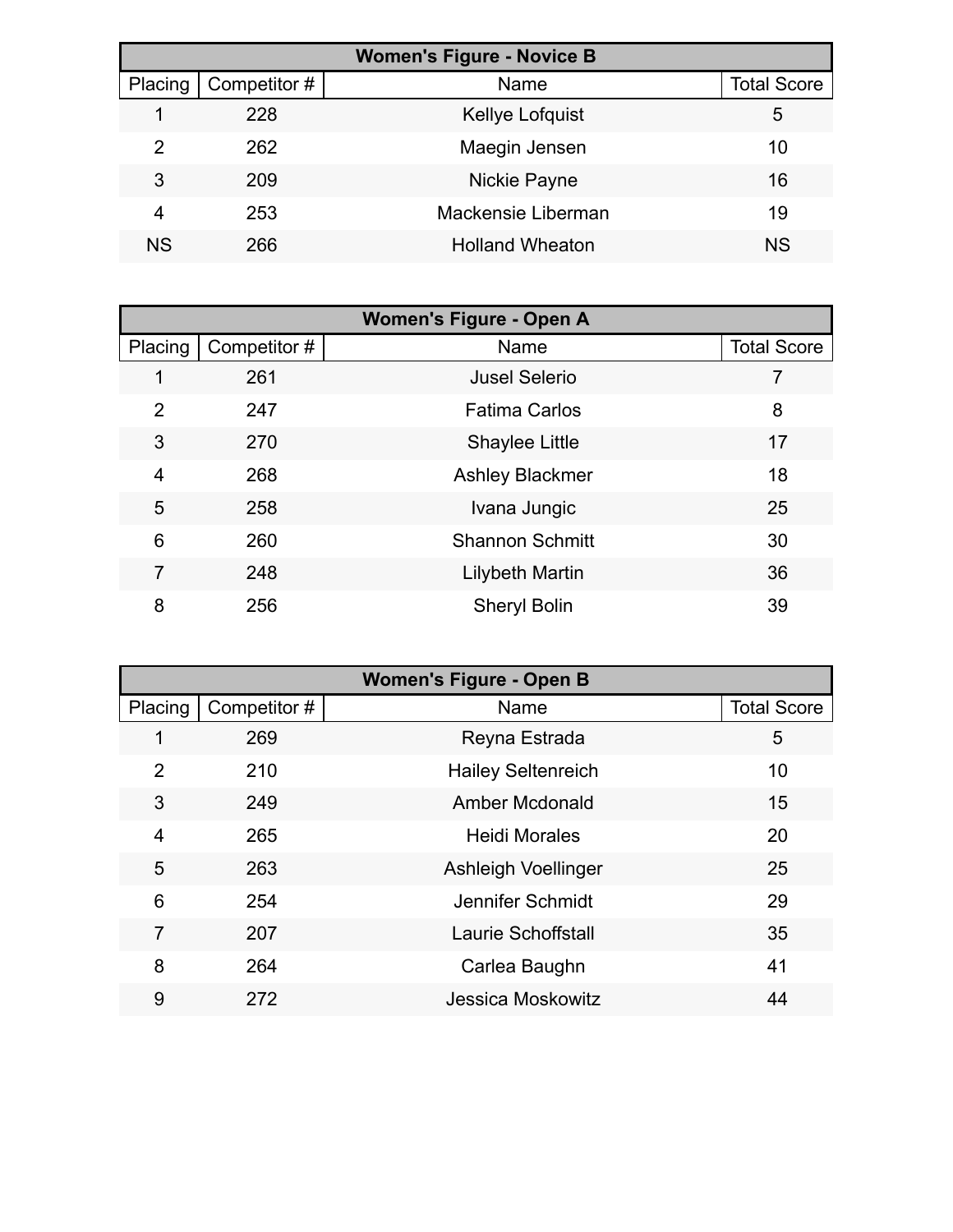| Women's Figure - Novice B | | | |
|---|---|---|---|
| Placing | Competitor # | Name | Total Score |
| 1 | 228 | Kellye Lofquist | 5 |
| 2 | 262 | Maegin Jensen | 10 |
| 3 | 209 | Nickie Payne | 16 |
| 4 | 253 | Mackensie Liberman | 19 |
| NS | 266 | Holland Wheaton | NS |

| Women's Figure - Open A | | | |
|---|---|---|---|
| Placing | Competitor # | Name | Total Score |
| 1 | 261 | Jusel Selerio | 7 |
| 2 | 247 | Fatima Carlos | 8 |
| 3 | 270 | Shaylee Little | 17 |
| 4 | 268 | Ashley Blackmer | 18 |
| 5 | 258 | Ivana Jungic | 25 |
| 6 | 260 | Shannon Schmitt | 30 |
| 7 | 248 | Lilybeth Martin | 36 |
| 8 | 256 | Sheryl Bolin | 39 |

| Women's Figure - Open B | | | |
|---|---|---|---|
| Placing | Competitor # | Name | Total Score |
| 1 | 269 | Reyna Estrada | 5 |
| 2 | 210 | Hailey Seltenreich | 10 |
| 3 | 249 | Amber Mcdonald | 15 |
| 4 | 265 | Heidi Morales | 20 |
| 5 | 263 | Ashleigh Voellinger | 25 |
| 6 | 254 | Jennifer Schmidt | 29 |
| 7 | 207 | Laurie Schoffstall | 35 |
| 8 | 264 | Carlea Baughn | 41 |
| 9 | 272 | Jessica Moskowitz | 44 |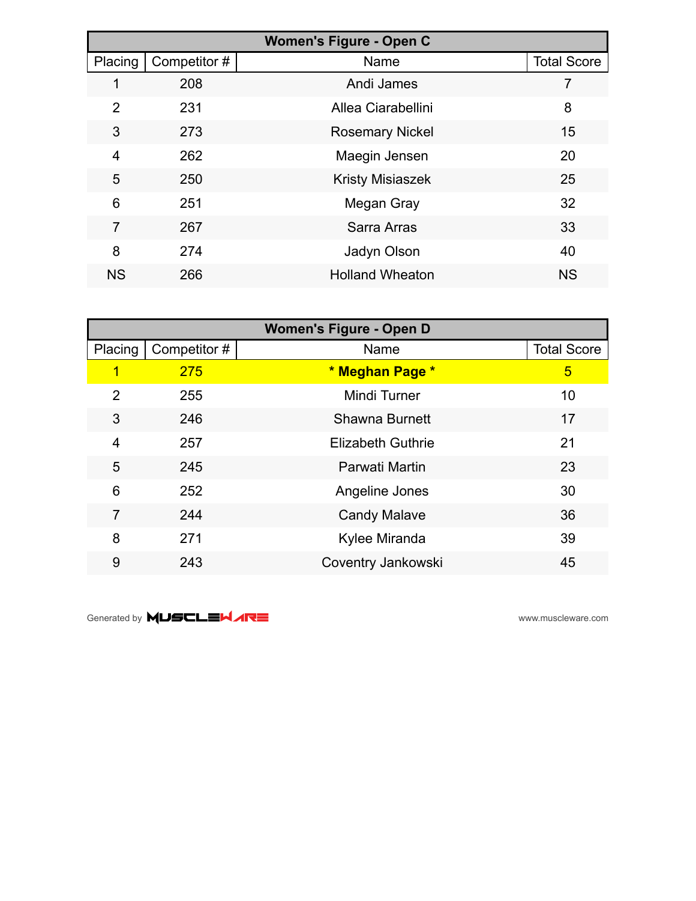| Women's Figure - Open C | | | |
|---|---|---|---|
| Placing | Competitor # | Name | Total Score |
| 1 | 208 | Andi James | 7 |
| 2 | 231 | Allea Ciarabellini | 8 |
| 3 | 273 | Rosemary Nickel | 15 |
| 4 | 262 | Maegin Jensen | 20 |
| 5 | 250 | Kristy Misiaszek | 25 |
| 6 | 251 | Megan Gray | 32 |
| 7 | 267 | Sarra Arras | 33 |
| 8 | 274 | Jadyn Olson | 40 |
| NS | 266 | Holland Wheaton | NS |

| Women's Figure - Open D | | | |
|---|---|---|---|
| Placing | Competitor # | Name | Total Score |
| 1 | 275 | **\* Meghan Page \*** | 5 |
| 2 | 255 | Mindi Turner | 10 |
| 3 | 246 | Shawna Burnett | 17 |
| 4 | 257 | Elizabeth Guthrie | 21 |
| 5 | 245 | Parwati Martin | 23 |
| 6 | 252 | Angeline Jones | 30 |
| 7 | 244 | Candy Malave | 36 |
| 8 | 271 | Kylee Miranda | 39 |
| 9 | 243 | Coventry Jankowski | 45 |

Generated by MUSCLEWARE www.muscleware.com